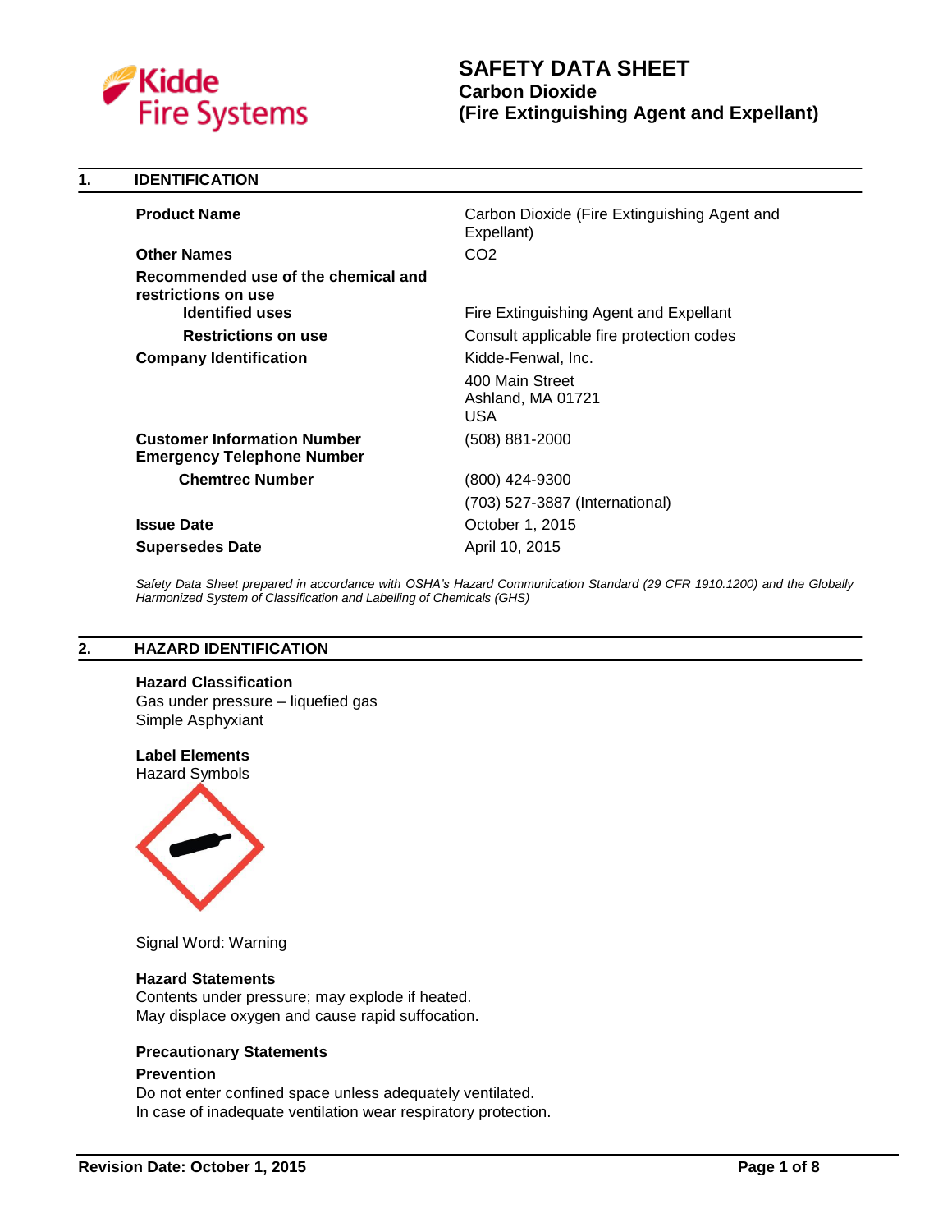# SAFETY DATA SHEET
## Carbon Dioxide
## (Fire Extinguishing Agent and Expellant)

## 1. IDENTIFICATION

| | |
|---|---|
| **Product Name** | Carbon Dioxide (Fire Extinguishing Agent and Expellant) |
| **Other Names** | CO2 |
| **Recommended use of the chemical and restrictions on use** | |
| **Identified uses** | Fire Extinguishing Agent and Expellant |
| **Restrictions on use** | Consult applicable fire protection codes |
| **Company Identification** | Kidde-Fenwal, Inc. |
| | 400 Main Street<br>Ashland, MA 01721<br>USA |
| **Customer Information Number**<br>**Emergency Telephone Number** | (508) 881-2000 |
| **Chemtrec Number** | (800) 424-9300 |
| | (703) 527-3887 (International) |
| **Issue Date** | October 1, 2015 |
| **Supersedes Date** | April 10, 2015 |

*Safety Data Sheet prepared in accordance with OSHA's Hazard Communication Standard (29 CFR 1910.1200) and the Globally Harmonized System of Classification and Labelling of Chemicals (GHS)*

## 2. HAZARD IDENTIFICATION

**Hazard Classification**
Gas under pressure – liquefied gas
Simple Asphyxiant

**Label Elements**
Hazard Symbols

Signal Word: Warning

**Hazard Statements**
Contents under pressure; may explode if heated.
May displace oxygen and cause rapid suffocation.

**Precautionary Statements**

**Prevention**
Do not enter confined space unless adequately ventilated.
In case of inadequate ventilation wear respiratory protection.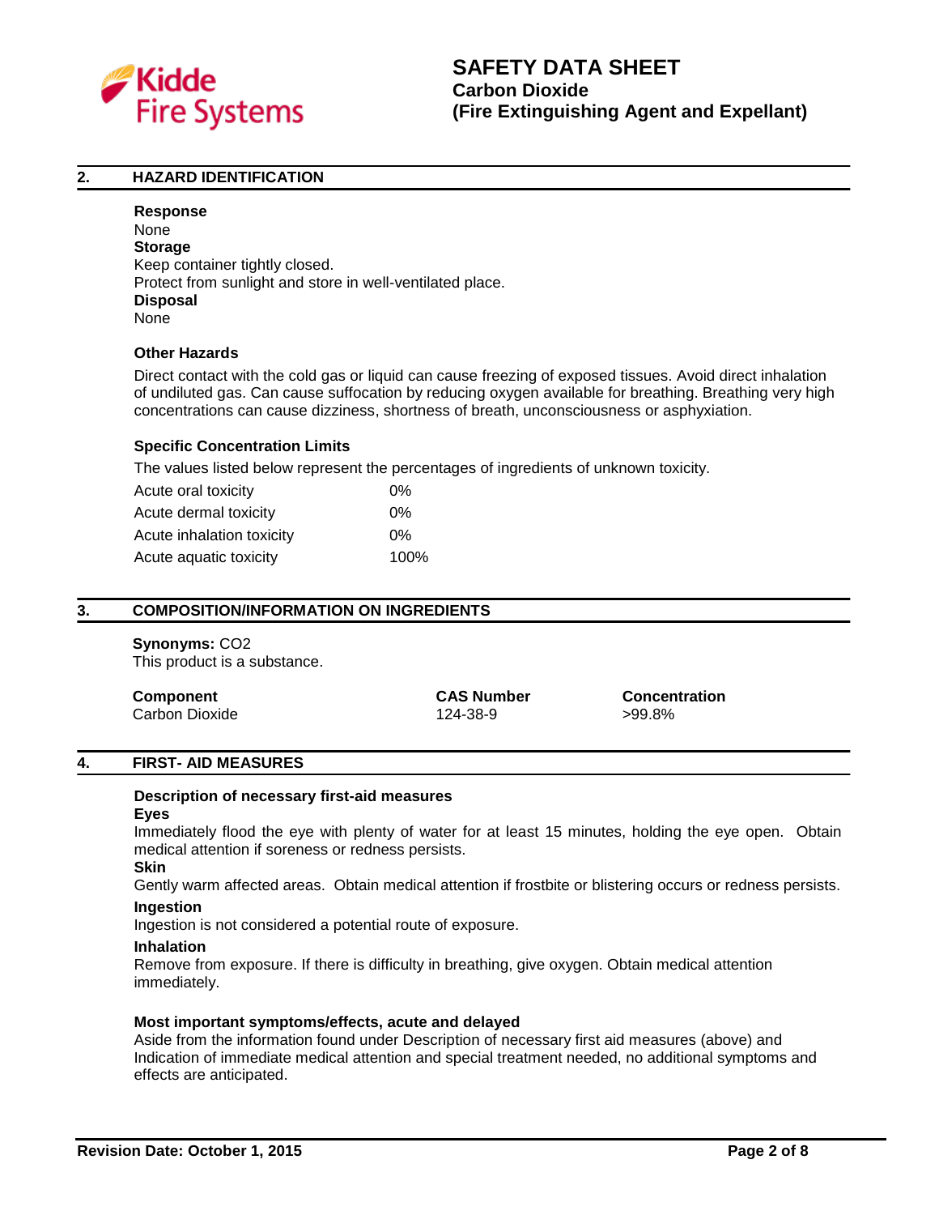## 2. HAZARD IDENTIFICATION

**Response**
None
**Storage**
Keep container tightly closed.
Protect from sunlight and store in well-ventilated place.
**Disposal**
None

**Other Hazards**

Direct contact with the cold gas or liquid can cause freezing of exposed tissues. Avoid direct inhalation of undiluted gas. Can cause suffocation by reducing oxygen available for breathing. Breathing very high concentrations can cause dizziness, shortness of breath, unconsciousness or asphyxiation.

**Specific Concentration Limits**

The values listed below represent the percentages of ingredients of unknown toxicity.

| | |
|---|---|
| Acute oral toxicity | 0% |
| Acute dermal toxicity | 0% |
| Acute inhalation toxicity | 0% |
| Acute aquatic toxicity | 100% |

## 3. COMPOSITION/INFORMATION ON INGREDIENTS

**Synonyms:** CO2
This product is a substance.

| Component | CAS Number | Concentration |
|---|---|---|
| Carbon Dioxide | 124-38-9 | >99.8% |

## 4. FIRST- AID MEASURES

**Description of necessary first-aid measures**

**Eyes**
Immediately flood the eye with plenty of water for at least 15 minutes, holding the eye open. Obtain medical attention if soreness or redness persists.

**Skin**
Gently warm affected areas. Obtain medical attention if frostbite or blistering occurs or redness persists.

**Ingestion**
Ingestion is not considered a potential route of exposure.

**Inhalation**
Remove from exposure. If there is difficulty in breathing, give oxygen. Obtain medical attention immediately.

**Most important symptoms/effects, acute and delayed**
Aside from the information found under Description of necessary first aid measures (above) and Indication of immediate medical attention and special treatment needed, no additional symptoms and effects are anticipated.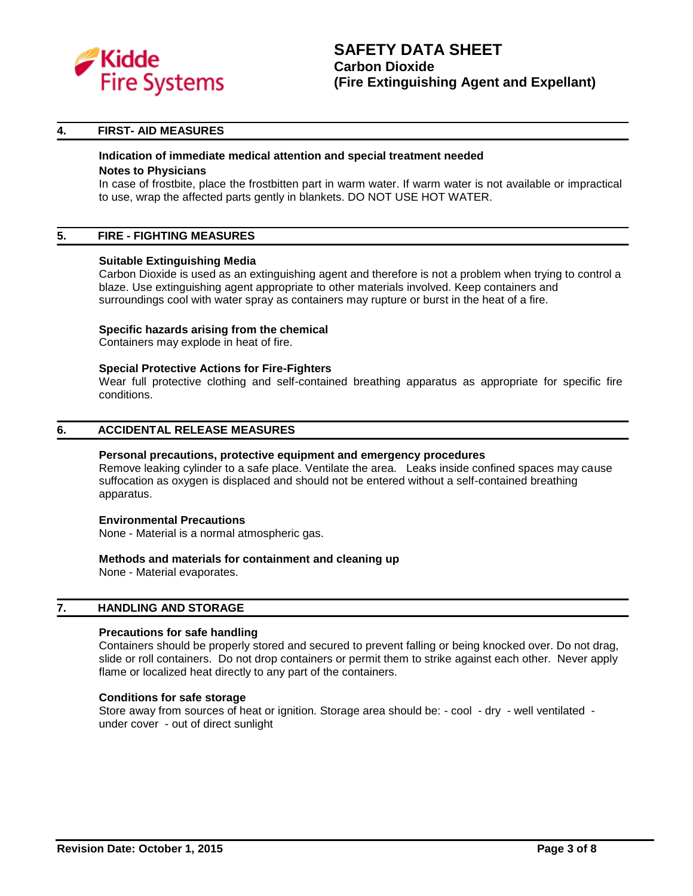## 4. FIRST- AID MEASURES

**Indication of immediate medical attention and special treatment needed**

**Notes to Physicians**

In case of frostbite, place the frostbitten part in warm water. If warm water is not available or impractical to use, wrap the affected parts gently in blankets. DO NOT USE HOT WATER.

## 5. FIRE - FIGHTING MEASURES

**Suitable Extinguishing Media**

Carbon Dioxide is used as an extinguishing agent and therefore is not a problem when trying to control a blaze. Use extinguishing agent appropriate to other materials involved. Keep containers and surroundings cool with water spray as containers may rupture or burst in the heat of a fire.

**Specific hazards arising from the chemical**

Containers may explode in heat of fire.

**Special Protective Actions for Fire-Fighters**

Wear full protective clothing and self-contained breathing apparatus as appropriate for specific fire conditions.

## 6. ACCIDENTAL RELEASE MEASURES

**Personal precautions, protective equipment and emergency procedures**

Remove leaking cylinder to a safe place. Ventilate the area. Leaks inside confined spaces may cause suffocation as oxygen is displaced and should not be entered without a self-contained breathing apparatus.

**Environmental Precautions**

None - Material is a normal atmospheric gas.

**Methods and materials for containment and cleaning up**

None - Material evaporates.

## 7. HANDLING AND STORAGE

**Precautions for safe handling**

Containers should be properly stored and secured to prevent falling or being knocked over. Do not drag, slide or roll containers. Do not drop containers or permit them to strike against each other. Never apply flame or localized heat directly to any part of the containers.

**Conditions for safe storage**

Store away from sources of heat or ignition. Storage area should be: - cool - dry - well ventilated - under cover - out of direct sunlight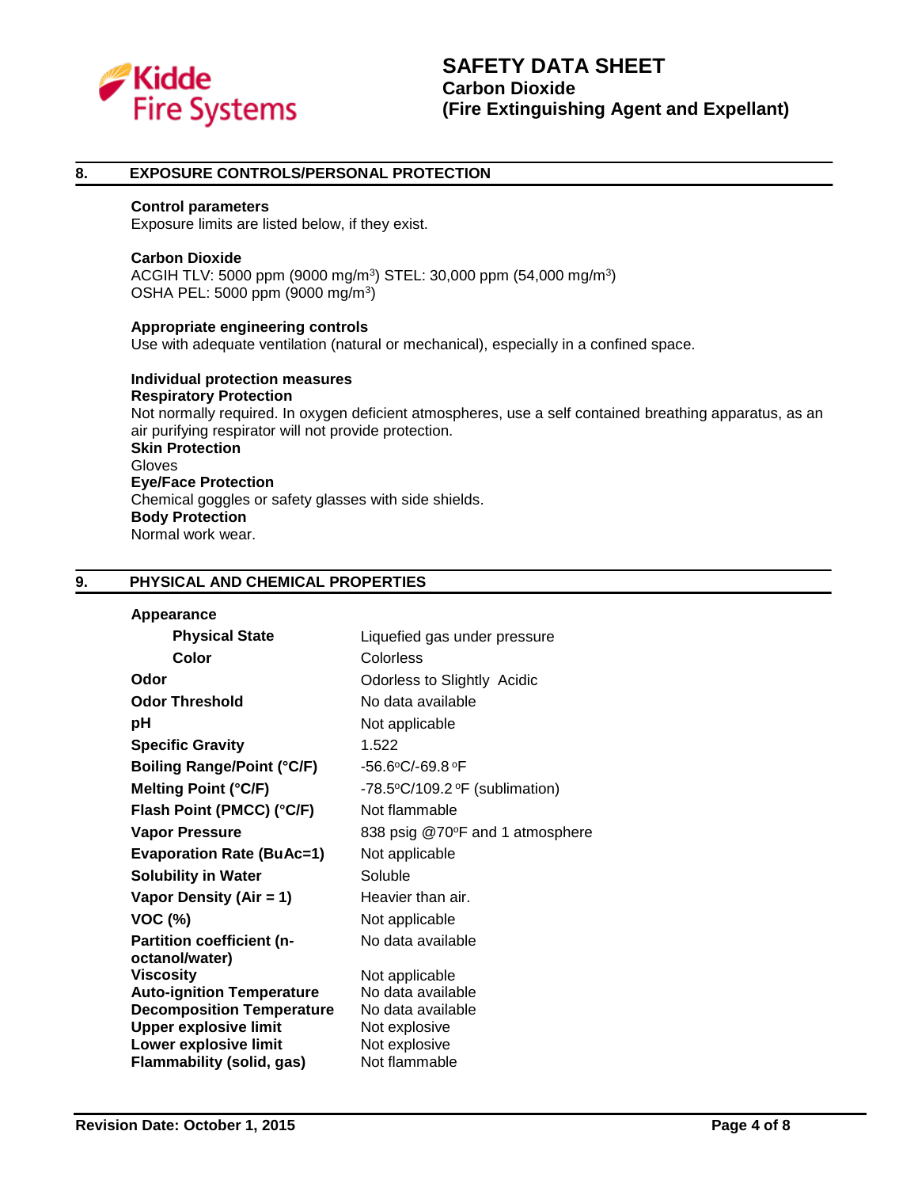## 8. EXPOSURE CONTROLS/PERSONAL PROTECTION

**Control parameters**
Exposure limits are listed below, if they exist.

**Carbon Dioxide**
ACGIH TLV: 5000 ppm (9000 mg/m$^3$) STEL: 30,000 ppm (54,000 mg/m$^3$)
OSHA PEL: 5000 ppm (9000 mg/m$^3$)

**Appropriate engineering controls**
Use with adequate ventilation (natural or mechanical), especially in a confined space.

**Individual protection measures**
**Respiratory Protection**
Not normally required. In oxygen deficient atmospheres, use a self contained breathing apparatus, as an air purifying respirator will not provide protection.
**Skin Protection**
Gloves
**Eye/Face Protection**
Chemical goggles or safety glasses with side shields.
**Body Protection**
Normal work wear.

## 9. PHYSICAL AND CHEMICAL PROPERTIES

| Property | Value |
|---|---|
| **Appearance** | |
| **Physical State** | Liquefied gas under pressure |
| **Color** | Colorless |
| **Odor** | Odorless to Slightly Acidic |
| **Odor Threshold** | No data available |
| **pH** | Not applicable |
| **Specific Gravity** | 1.522 |
| **Boiling Range/Point (°C/F)** | -56.6°C/-69.8 °F |
| **Melting Point (°C/F)** | -78.5°C/109.2 °F (sublimation) |
| **Flash Point (PMCC) (°C/F)** | Not flammable |
| **Vapor Pressure** | 838 psig @70°F and 1 atmosphere |
| **Evaporation Rate (BuAc=1)** | Not applicable |
| **Solubility in Water** | Soluble |
| **Vapor Density (Air = 1)** | Heavier than air. |
| **VOC (%)** | Not applicable |
| **Partition coefficient (n-octanol/water)** | No data available |
| **Viscosity** | Not applicable |
| **Auto-ignition Temperature** | No data available |
| **Decomposition Temperature** | No data available |
| **Upper explosive limit** | Not explosive |
| **Lower explosive limit** | Not explosive |
| **Flammability (solid, gas)** | Not flammable |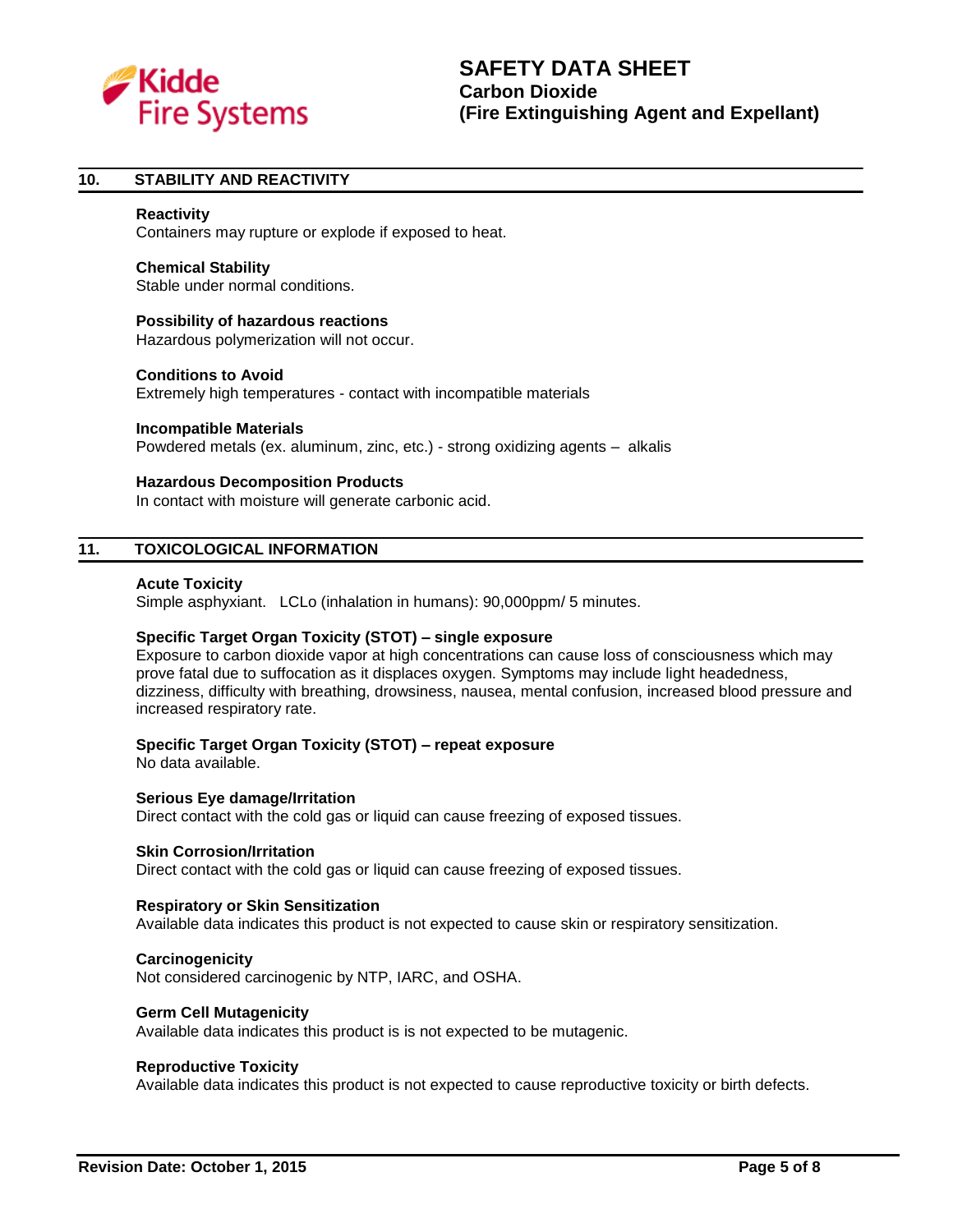## 10. STABILITY AND REACTIVITY

**Reactivity**
Containers may rupture or explode if exposed to heat.

**Chemical Stability**
Stable under normal conditions.

**Possibility of hazardous reactions**
Hazardous polymerization will not occur.

**Conditions to Avoid**
Extremely high temperatures - contact with incompatible materials

**Incompatible Materials**
Powdered metals (ex. aluminum, zinc, etc.) - strong oxidizing agents – alkalis

**Hazardous Decomposition Products**
In contact with moisture will generate carbonic acid.

## 11. TOXICOLOGICAL INFORMATION

**Acute Toxicity**
Simple asphyxiant. LCLo (inhalation in humans): 90,000ppm/ 5 minutes.

**Specific Target Organ Toxicity (STOT) – single exposure**
Exposure to carbon dioxide vapor at high concentrations can cause loss of consciousness which may prove fatal due to suffocation as it displaces oxygen. Symptoms may include light headedness, dizziness, difficulty with breathing, drowsiness, nausea, mental confusion, increased blood pressure and increased respiratory rate.

**Specific Target Organ Toxicity (STOT) – repeat exposure**
No data available.

**Serious Eye damage/Irritation**
Direct contact with the cold gas or liquid can cause freezing of exposed tissues.

**Skin Corrosion/Irritation**
Direct contact with the cold gas or liquid can cause freezing of exposed tissues.

**Respiratory or Skin Sensitization**
Available data indicates this product is not expected to cause skin or respiratory sensitization.

**Carcinogenicity**
Not considered carcinogenic by NTP, IARC, and OSHA.

**Germ Cell Mutagenicity**
Available data indicates this product is is not expected to be mutagenic.

**Reproductive Toxicity**
Available data indicates this product is not expected to cause reproductive toxicity or birth defects.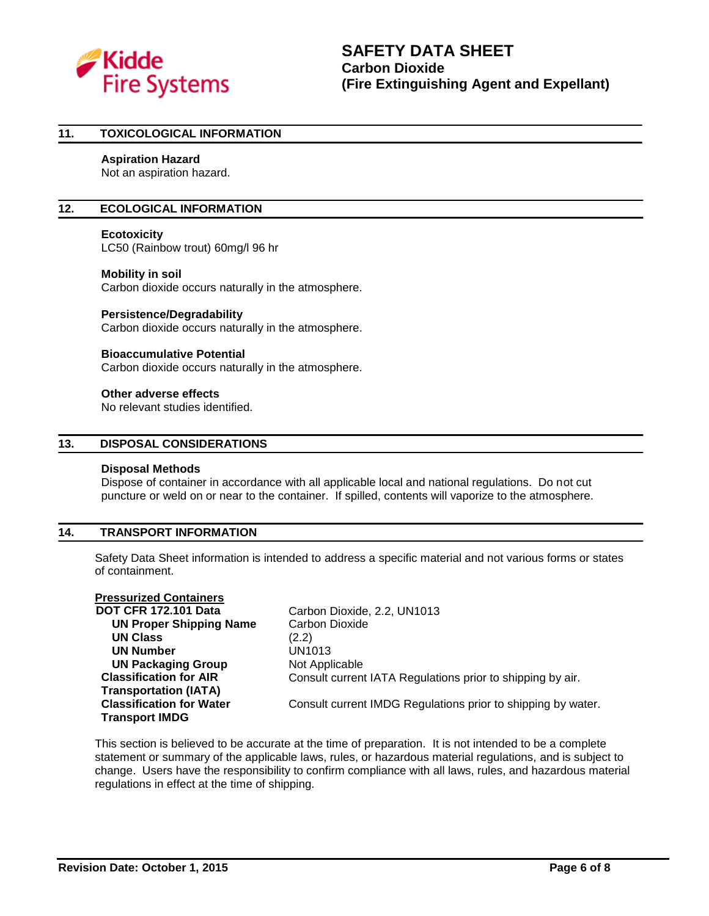## 11. TOXICOLOGICAL INFORMATION

**Aspiration Hazard**
Not an aspiration hazard.

## 12. ECOLOGICAL INFORMATION

**Ecotoxicity**
LC50 (Rainbow trout) 60mg/l 96 hr

**Mobility in soil**
Carbon dioxide occurs naturally in the atmosphere.

**Persistence/Degradability**
Carbon dioxide occurs naturally in the atmosphere.

**Bioaccumulative Potential**
Carbon dioxide occurs naturally in the atmosphere.

**Other adverse effects**
No relevant studies identified.

## 13. DISPOSAL CONSIDERATIONS

**Disposal Methods**
Dispose of container in accordance with all applicable local and national regulations. Do not cut puncture or weld on or near to the container. If spilled, contents will vaporize to the atmosphere.

## 14. TRANSPORT INFORMATION

Safety Data Sheet information is intended to address a specific material and not various forms or states of containment.

**Pressurized Containers**

| | |
|---|---|
| **DOT CFR 172.101 Data** | Carbon Dioxide, 2.2, UN1013 |
| **UN Proper Shipping Name** | Carbon Dioxide |
| **UN Class** | (2.2) |
| **UN Number** | UN1013 |
| **UN Packaging Group** | Not Applicable |
| **Classification for AIR Transportation (IATA)** | Consult current IATA Regulations prior to shipping by air. |
| **Classification for Water Transport IMDG** | Consult current IMDG Regulations prior to shipping by water. |

This section is believed to be accurate at the time of preparation. It is not intended to be a complete statement or summary of the applicable laws, rules, or hazardous material regulations, and is subject to change. Users have the responsibility to confirm compliance with all laws, rules, and hazardous material regulations in effect at the time of shipping.

**Revision Date: October 1, 2015**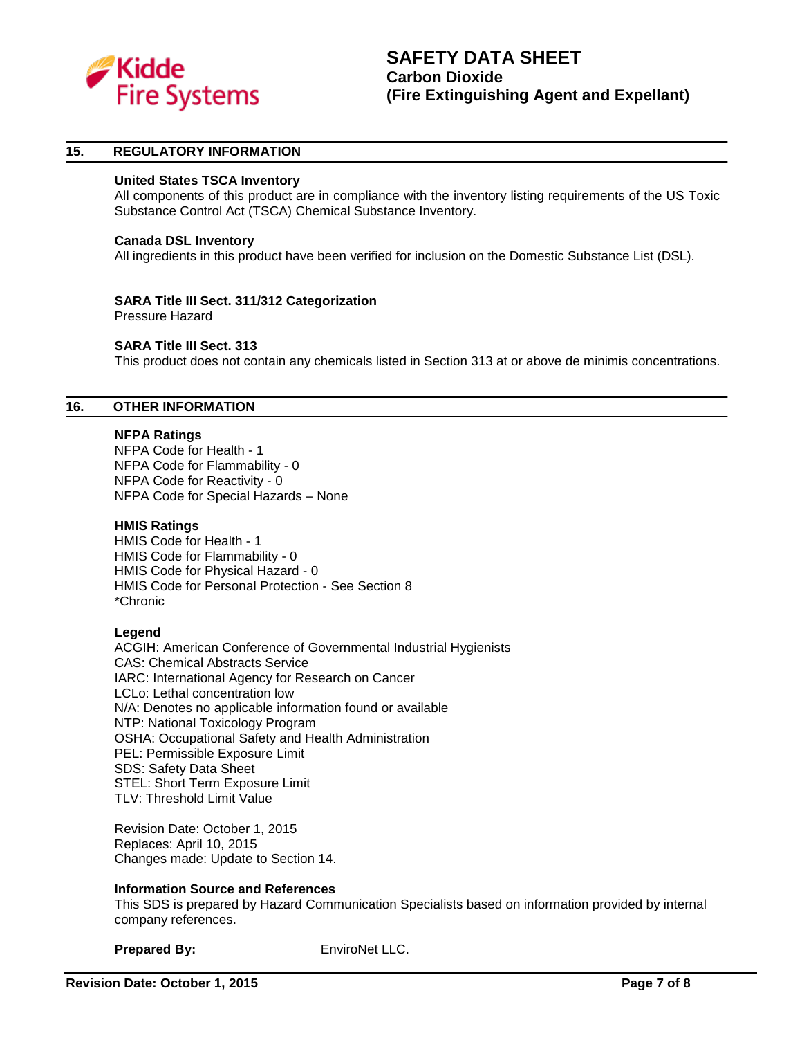## 15. REGULATORY INFORMATION

**United States TSCA Inventory**
All components of this product are in compliance with the inventory listing requirements of the US Toxic Substance Control Act (TSCA) Chemical Substance Inventory.

**Canada DSL Inventory**
All ingredients in this product have been verified for inclusion on the Domestic Substance List (DSL).

**SARA Title III Sect. 311/312 Categorization**
Pressure Hazard

**SARA Title III Sect. 313**
This product does not contain any chemicals listed in Section 313 at or above de minimis concentrations.

## 16. OTHER INFORMATION

**NFPA Ratings**
NFPA Code for Health - 1
NFPA Code for Flammability - 0
NFPA Code for Reactivity - 0
NFPA Code for Special Hazards – None

**HMIS Ratings**
HMIS Code for Health - 1
HMIS Code for Flammability - 0
HMIS Code for Physical Hazard - 0
HMIS Code for Personal Protection - See Section 8
*Chronic

**Legend**
ACGIH: American Conference of Governmental Industrial Hygienists
CAS: Chemical Abstracts Service
IARC: International Agency for Research on Cancer
LCLo: Lethal concentration low
N/A: Denotes no applicable information found or available
NTP: National Toxicology Program
OSHA: Occupational Safety and Health Administration
PEL: Permissible Exposure Limit
SDS: Safety Data Sheet
STEL: Short Term Exposure Limit
TLV: Threshold Limit Value

Revision Date: October 1, 2015
Replaces: April 10, 2015
Changes made: Update to Section 14.

**Information Source and References**
This SDS is prepared by Hazard Communication Specialists based on information provided by internal company references.

**Prepared By:** EnviroNet LLC.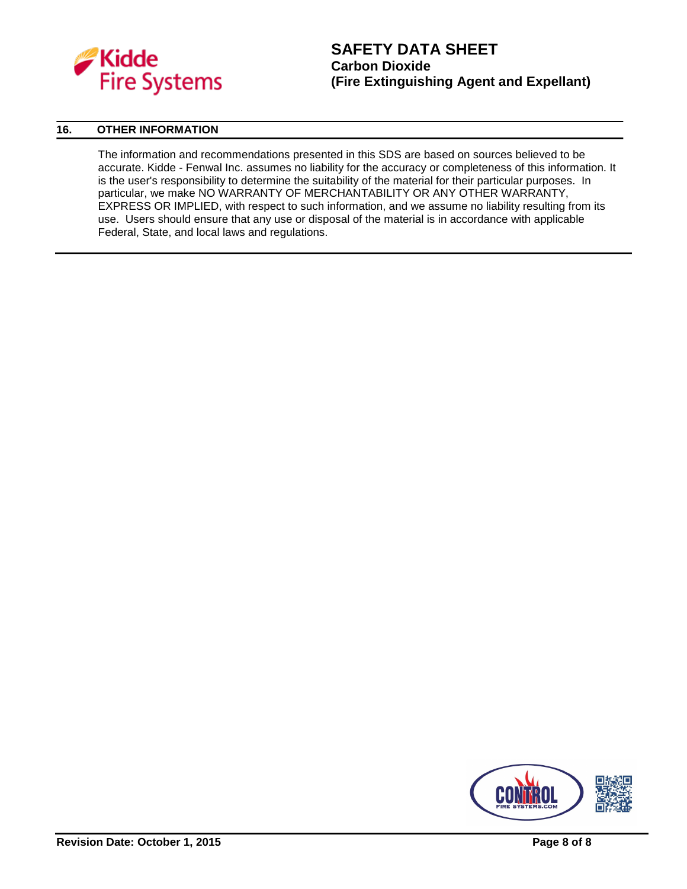## 16. OTHER INFORMATION

The information and recommendations presented in this SDS are based on sources believed to be accurate. Kidde - Fenwal Inc. assumes no liability for the accuracy or completeness of this information. It is the user's responsibility to determine the suitability of the material for their particular purposes. In particular, we make NO WARRANTY OF MERCHANTABILITY OR ANY OTHER WARRANTY, EXPRESS OR IMPLIED, with respect to such information, and we assume no liability resulting from its use. Users should ensure that any use or disposal of the material is in accordance with applicable Federal, State, and local laws and regulations.